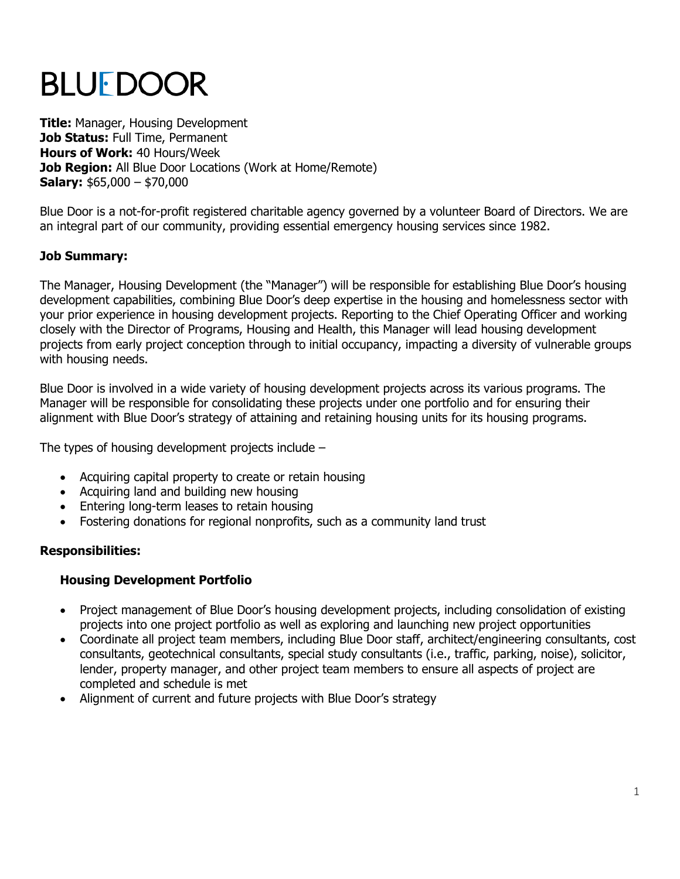# BLUEDOOR

**Title:** Manager, Housing Development
**Job Status:** Full Time, Permanent
**Hours of Work:** 40 Hours/Week
**Job Region:** All Blue Door Locations (Work at Home/Remote)
**Salary:** $65,000 – $70,000

Blue Door is a not-for-profit registered charitable agency governed by a volunteer Board of Directors. We are an integral part of our community, providing essential emergency housing services since 1982.

## Job Summary:

The Manager, Housing Development (the "Manager") will be responsible for establishing Blue Door's housing development capabilities, combining Blue Door's deep expertise in the housing and homelessness sector with your prior experience in housing development projects. Reporting to the Chief Operating Officer and working closely with the Director of Programs, Housing and Health, this Manager will lead housing development projects from early project conception through to initial occupancy, impacting a diversity of vulnerable groups with housing needs.

Blue Door is involved in a wide variety of housing development projects across its various programs. The Manager will be responsible for consolidating these projects under one portfolio and for ensuring their alignment with Blue Door's strategy of attaining and retaining housing units for its housing programs.

The types of housing development projects include –

- Acquiring capital property to create or retain housing
- Acquiring land and building new housing
- Entering long-term leases to retain housing
- Fostering donations for regional nonprofits, such as a community land trust

## Responsibilities:

### Housing Development Portfolio

- Project management of Blue Door's housing development projects, including consolidation of existing projects into one project portfolio as well as exploring and launching new project opportunities
- Coordinate all project team members, including Blue Door staff, architect/engineering consultants, cost consultants, geotechnical consultants, special study consultants (i.e., traffic, parking, noise), solicitor, lender, property manager, and other project team members to ensure all aspects of project are completed and schedule is met
- Alignment of current and future projects with Blue Door's strategy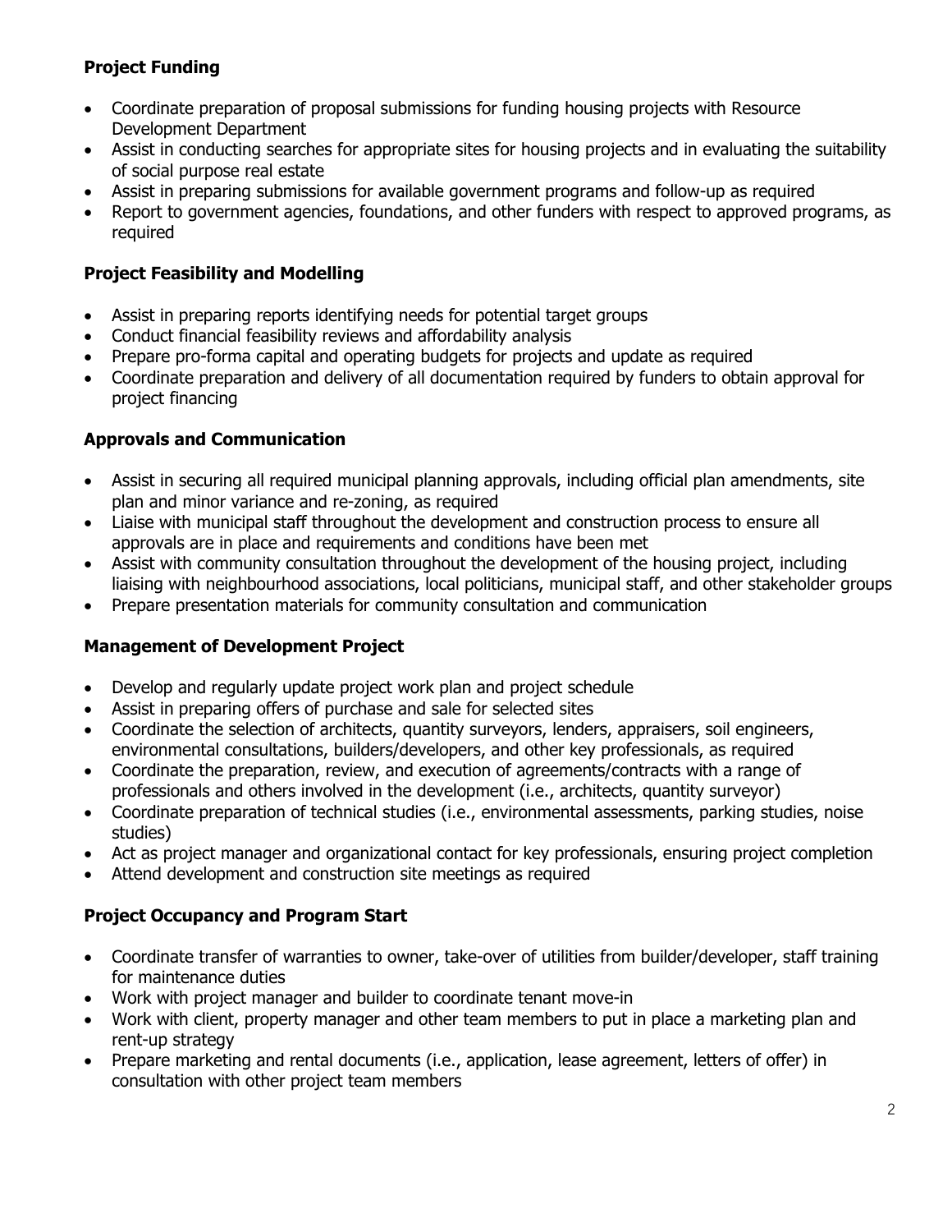**Project Funding**

- Coordinate preparation of proposal submissions for funding housing projects with Resource Development Department
- Assist in conducting searches for appropriate sites for housing projects and in evaluating the suitability of social purpose real estate
- Assist in preparing submissions for available government programs and follow-up as required
- Report to government agencies, foundations, and other funders with respect to approved programs, as required

**Project Feasibility and Modelling**

- Assist in preparing reports identifying needs for potential target groups
- Conduct financial feasibility reviews and affordability analysis
- Prepare pro-forma capital and operating budgets for projects and update as required
- Coordinate preparation and delivery of all documentation required by funders to obtain approval for project financing

**Approvals and Communication**

- Assist in securing all required municipal planning approvals, including official plan amendments, site plan and minor variance and re-zoning, as required
- Liaise with municipal staff throughout the development and construction process to ensure all approvals are in place and requirements and conditions have been met
- Assist with community consultation throughout the development of the housing project, including liaising with neighbourhood associations, local politicians, municipal staff, and other stakeholder groups
- Prepare presentation materials for community consultation and communication

**Management of Development Project**

- Develop and regularly update project work plan and project schedule
- Assist in preparing offers of purchase and sale for selected sites
- Coordinate the selection of architects, quantity surveyors, lenders, appraisers, soil engineers, environmental consultations, builders/developers, and other key professionals, as required
- Coordinate the preparation, review, and execution of agreements/contracts with a range of professionals and others involved in the development (i.e., architects, quantity surveyor)
- Coordinate preparation of technical studies (i.e., environmental assessments, parking studies, noise studies)
- Act as project manager and organizational contact for key professionals, ensuring project completion
- Attend development and construction site meetings as required

**Project Occupancy and Program Start**

- Coordinate transfer of warranties to owner, take-over of utilities from builder/developer, staff training for maintenance duties
- Work with project manager and builder to coordinate tenant move-in
- Work with client, property manager and other team members to put in place a marketing plan and rent-up strategy
- Prepare marketing and rental documents (i.e., application, lease agreement, letters of offer) in consultation with other project team members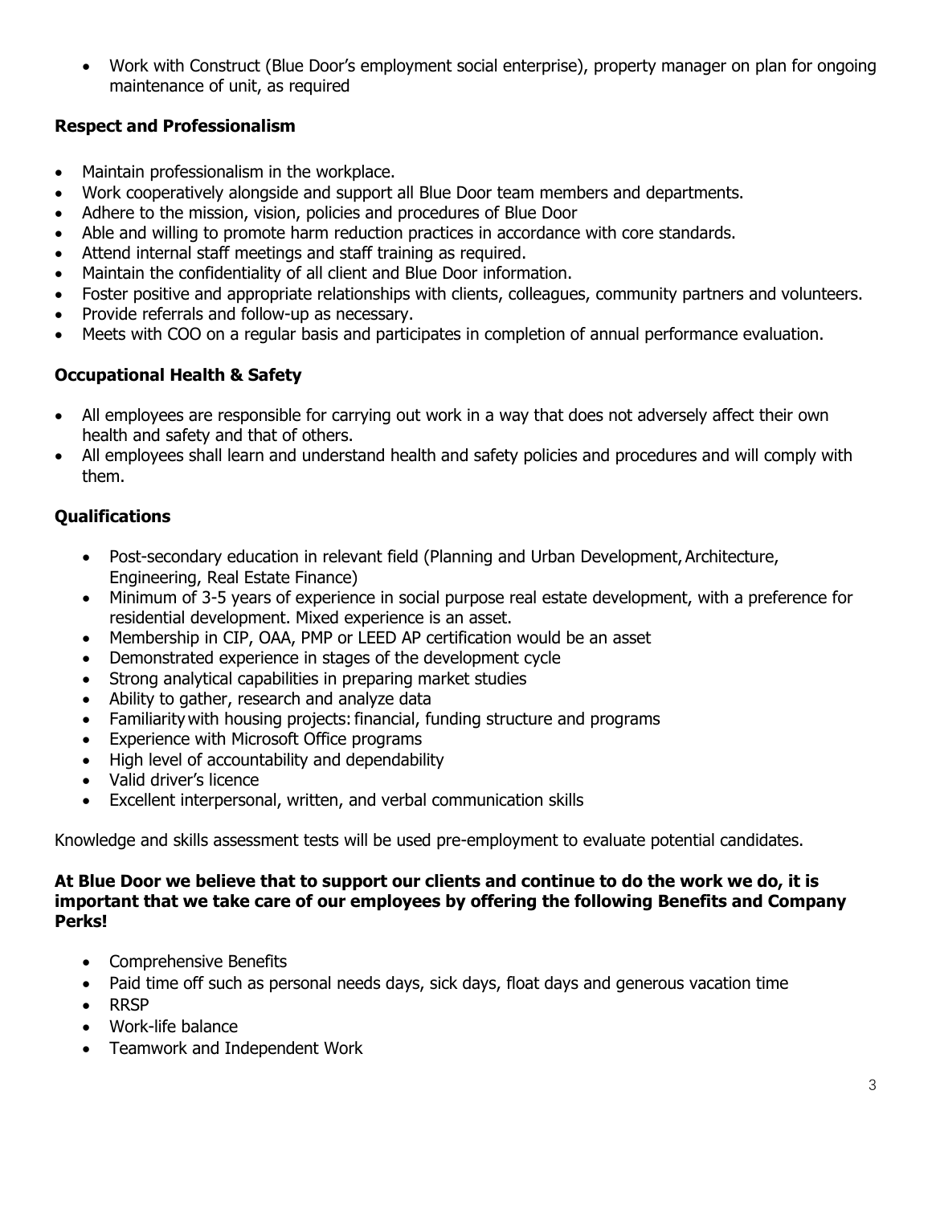- Work with Construct (Blue Door's employment social enterprise), property manager on plan for ongoing maintenance of unit, as required

**Respect and Professionalism**

- Maintain professionalism in the workplace.
- Work cooperatively alongside and support all Blue Door team members and departments.
- Adhere to the mission, vision, policies and procedures of Blue Door
- Able and willing to promote harm reduction practices in accordance with core standards.
- Attend internal staff meetings and staff training as required.
- Maintain the confidentiality of all client and Blue Door information.
- Foster positive and appropriate relationships with clients, colleagues, community partners and volunteers.
- Provide referrals and follow-up as necessary.
- Meets with COO on a regular basis and participates in completion of annual performance evaluation.

**Occupational Health & Safety**

- All employees are responsible for carrying out work in a way that does not adversely affect their own health and safety and that of others.
- All employees shall learn and understand health and safety policies and procedures and will comply with them.

**Qualifications**

- Post-secondary education in relevant field (Planning and Urban Development, Architecture, Engineering, Real Estate Finance)
- Minimum of 3-5 years of experience in social purpose real estate development, with a preference for residential development. Mixed experience is an asset.
- Membership in CIP, OAA, PMP or LEED AP certification would be an asset
- Demonstrated experience in stages of the development cycle
- Strong analytical capabilities in preparing market studies
- Ability to gather, research and analyze data
- Familiarity with housing projects: financial, funding structure and programs
- Experience with Microsoft Office programs
- High level of accountability and dependability
- Valid driver's licence
- Excellent interpersonal, written, and verbal communication skills

Knowledge and skills assessment tests will be used pre-employment to evaluate potential candidates.

**At Blue Door we believe that to support our clients and continue to do the work we do, it is important that we take care of our employees by offering the following Benefits and Company Perks!**

- Comprehensive Benefits
- Paid time off such as personal needs days, sick days, float days and generous vacation time
- RRSP
- Work-life balance
- Teamwork and Independent Work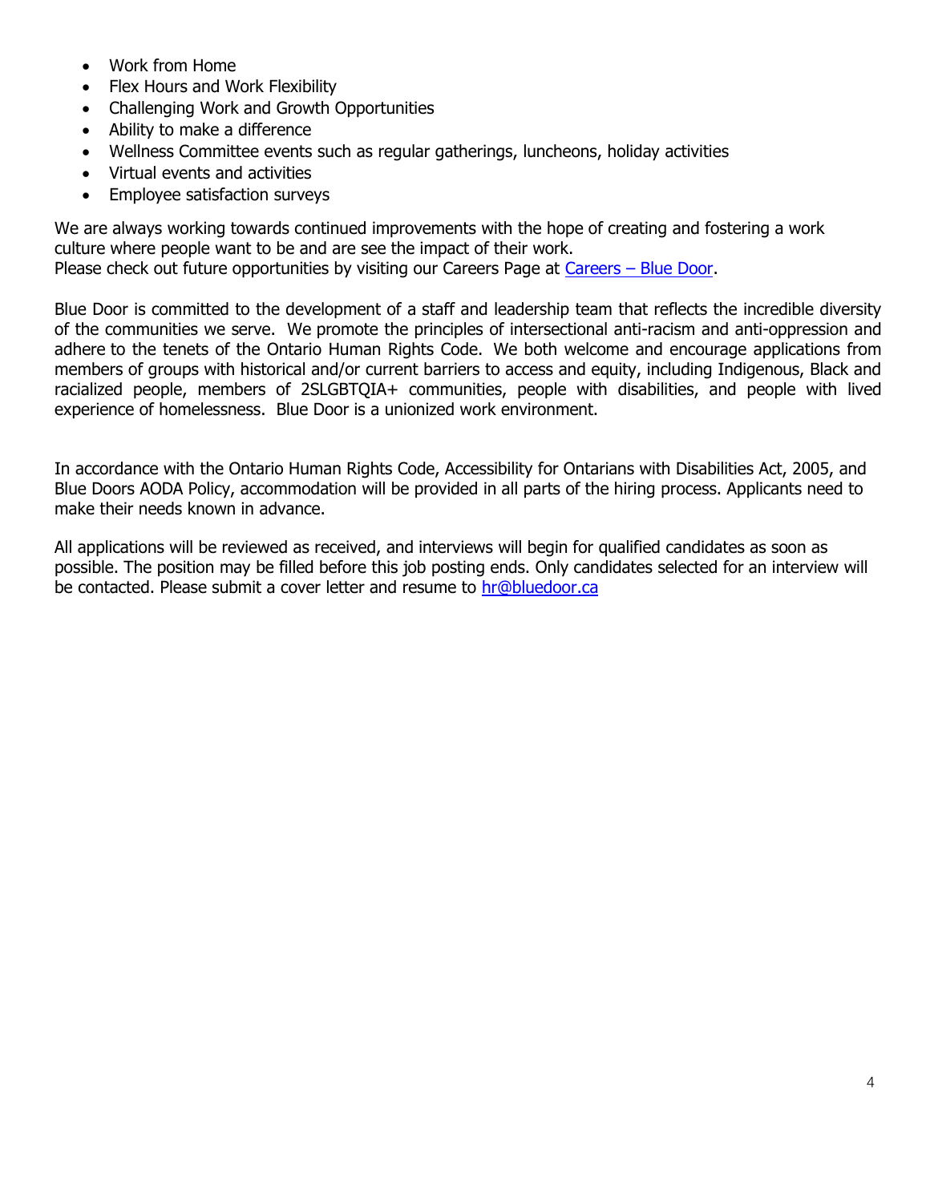- Work from Home
- Flex Hours and Work Flexibility
- Challenging Work and Growth Opportunities
- Ability to make a difference
- Wellness Committee events such as regular gatherings, luncheons, holiday activities
- Virtual events and activities
- Employee satisfaction surveys

We are always working towards continued improvements with the hope of creating and fostering a work culture where people want to be and are see the impact of their work.
Please check out future opportunities by visiting our Careers Page at [Careers – Blue Door](Careers – Blue Door).

Blue Door is committed to the development of a staff and leadership team that reflects the incredible diversity of the communities we serve. We promote the principles of intersectional anti-racism and anti-oppression and adhere to the tenets of the Ontario Human Rights Code. We both welcome and encourage applications from members of groups with historical and/or current barriers to access and equity, including Indigenous, Black and racialized people, members of 2SLGBTQIA+ communities, people with disabilities, and people with lived experience of homelessness. Blue Door is a unionized work environment.

In accordance with the Ontario Human Rights Code, Accessibility for Ontarians with Disabilities Act, 2005, and Blue Doors AODA Policy, accommodation will be provided in all parts of the hiring process. Applicants need to make their needs known in advance.

All applications will be reviewed as received, and interviews will begin for qualified candidates as soon as possible. The position may be filled before this job posting ends. Only candidates selected for an interview will be contacted. Please submit a cover letter and resume to [hr@bluedoor.ca](mailto:hr@bluedoor.ca)